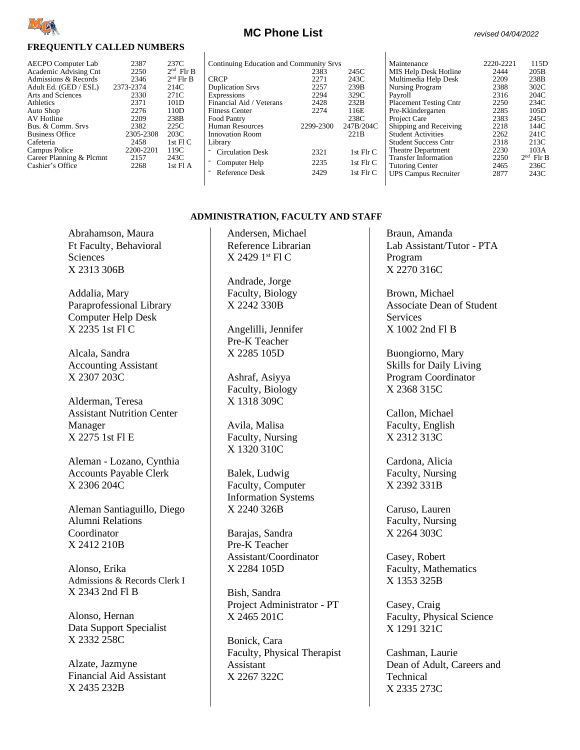# MC Phone List

*revised 04/04/2022*

## FREQUENTLY CALLED NUMBERS

| Department | Ext. | Room |
|---|---|---|
| AECPO Computer Lab | 2387 | 237C |
| Academic Advising Cnt | 2250 | 2nd Flr B |
| Admissions & Records | 2346 | 2nd Flr B |
| Adult Ed. (GED / ESL) | 2373-2374 | 214C |
| Arts and Sciences | 2330 | 271C |
| Athletics | 2371 | 101D |
| Auto Shop | 2276 | 110D |
| AV Hotline | 2209 | 238B |
| Bus. & Comm. Srvs | 2382 | 225C |
| Business Office | 2305-2308 | 203C |
| Cafeteria | 2458 | 1st Fl C |
| Campus Police | 2200-2201 | 119C |
| Career Planning & Plcmnt | 2157 | 243C |
| Cashier's Office | 2268 | 1st Fl A |

| Department | Ext. | Room |
|---|---|---|
| Continuing Education and Community Srvs | 2383 | 245C |
| CRCP | 2271 | 243C |
| Duplication Srvs | 2257 | 239B |
| Expressions | 2294 | 329C |
| Financial Aid / Veterans | 2428 | 232B |
| Fitness Center | 2274 | 116E |
| Food Pantry | | 238C |
| Human Resources | 2299-2300 | 247B/204C |
| Innovation Room | | 221B |
| Library | | |
| - Circulation Desk | 2321 | 1st Flr C |
| - Computer Help | 2235 | 1st Flr C |
| - Reference Desk | 2429 | 1st Flr C |

| Department | Ext. | Room |
|---|---|---|
| Maintenance | 2220-2221 | 115D |
| MIS Help Desk Hotline | 2444 | 205B |
| Multimedia Help Desk | 2209 | 238B |
| Nursing Program | 2388 | 302C |
| Payroll | 2316 | 204C |
| Placement Testing Cntr | 2250 | 234C |
| Pre-Kkindergarten | 2285 | 105D |
| Project Care | 2383 | 245C |
| Shipping and Receiving | 2218 | 144C |
| Student Activities | 2262 | 241C |
| Student Success Cntr | 2318 | 213C |
| Theatre Department | 2230 | 103A |
| Transfer Information | 2250 | 2nd Flr B |
| Tutoring Center | 2465 | 236C |
| UPS Campus Recruiter | 2877 | 243C |

## ADMINISTRATION, FACULTY AND STAFF

Abrahamson, Maura
Ft Faculty, Behavioral Sciences
X 2313 306B

Addalia, Mary
Paraprofessional Library Computer Help Desk
X 2235 1st Fl C

Alcala, Sandra
Accounting Assistant
X 2307 203C

Alderman, Teresa
Assistant Nutrition Center Manager
X 2275 1st Fl E

Aleman - Lozano, Cynthia
Accounts Payable Clerk
X 2306 204C

Aleman Santiaguillo, Diego
Alumni Relations Coordinator
X 2412 210B

Alonso, Erika
Admissions & Records Clerk I
X 2343 2nd Fl B

Alonso, Hernan
Data Support Specialist
X 2332 258C

Alzate, Jazmyne
Financial Aid Assistant
X 2435 232B

Andersen, Michael
Reference Librarian
X 2429 1st Fl C

Andrade, Jorge
Faculty, Biology
X 2242 330B

Angelilli, Jennifer
Pre-K Teacher
X 2285 105D

Ashraf, Asiyya
Faculty, Biology
X 1318 309C

Avila, Malisa
Faculty, Nursing
X 1320 310C

Balek, Ludwig
Faculty, Computer Information Systems
X 2240 326B

Barajas, Sandra
Pre-K Teacher Assistant/Coordinator
X 2284 105D

Bish, Sandra
Project Administrator - PT
X 2465 201C

Bonick, Cara
Faculty, Physical Therapist Assistant
X 2267 322C

Braun, Amanda
Lab Assistant/Tutor - PTA Program
X 2270 316C

Brown, Michael
Associate Dean of Student Services
X 1002 2nd Fl B

Buongiorno, Mary
Skills for Daily Living Program Coordinator
X 2368 315C

Callon, Michael
Faculty, English
X 2312 313C

Cardona, Alicia
Faculty, Nursing
X 2392 331B

Caruso, Lauren
Faculty, Nursing
X 2264 303C

Casey, Robert
Faculty, Mathematics
X 1353 325B

Casey, Craig
Faculty, Physical Science
X 1291 321C

Cashman, Laurie
Dean of Adult, Careers and Technical
X 2335 273C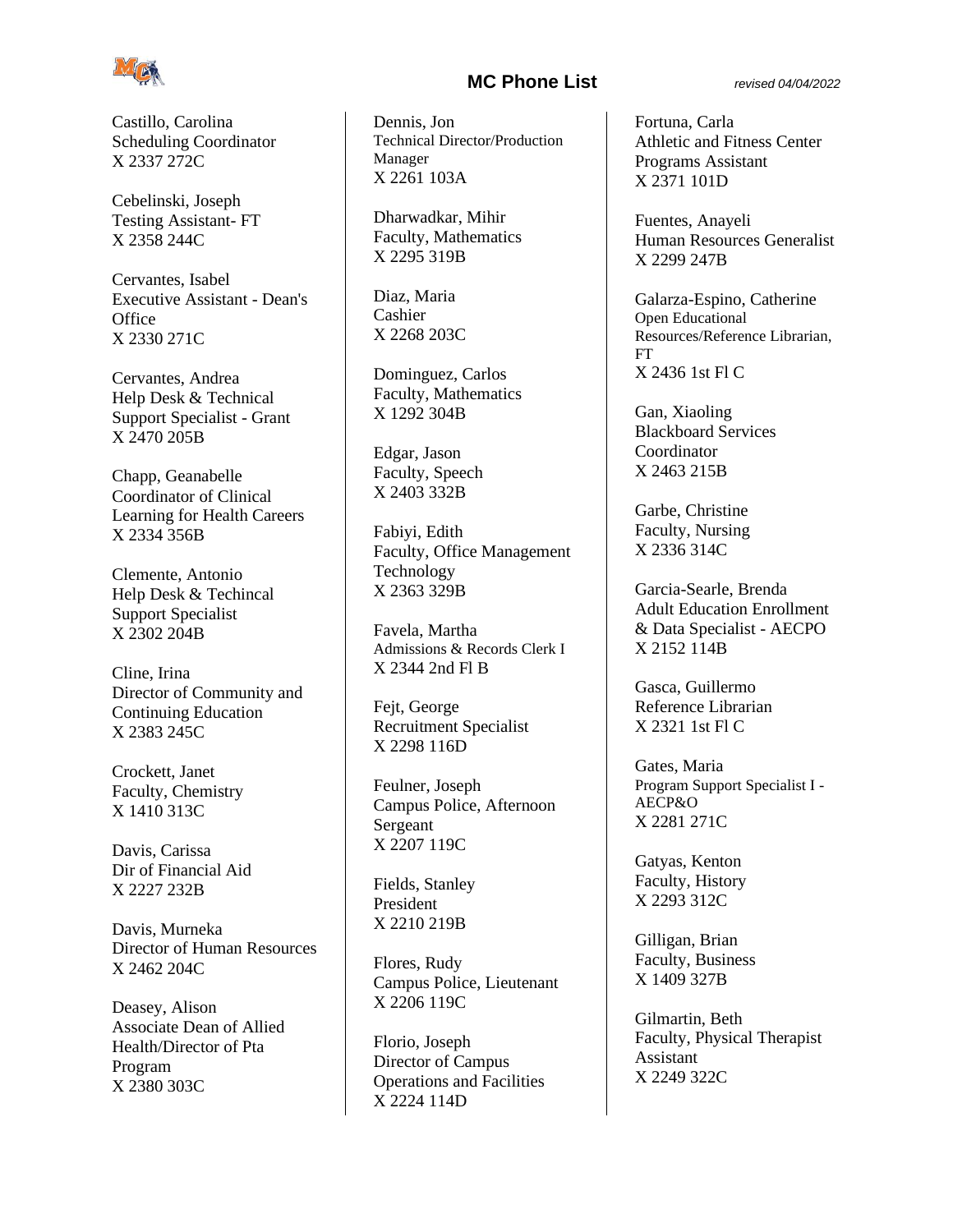# MC Phone List

*revised 04/04/2022*

Castillo, Carolina
Scheduling Coordinator
X 2337 272C

Cebelinski, Joseph
Testing Assistant- FT
X 2358 244C

Cervantes, Isabel
Executive Assistant - Dean's Office
X 2330 271C

Cervantes, Andrea
Help Desk & Technical Support Specialist - Grant
X 2470 205B

Chapp, Geanabelle
Coordinator of Clinical Learning for Health Careers
X 2334 356B

Clemente, Antonio
Help Desk & Techincal Support Specialist
X 2302 204B

Cline, Irina
Director of Community and Continuing Education
X 2383 245C

Crockett, Janet
Faculty, Chemistry
X 1410 313C

Davis, Carissa
Dir of Financial Aid
X 2227 232B

Davis, Murneka
Director of Human Resources
X 2462 204C

Deasey, Alison
Associate Dean of Allied Health/Director of Pta Program
X 2380 303C

Dennis, Jon
Technical Director/Production Manager
X 2261 103A

Dharwadkar, Mihir
Faculty, Mathematics
X 2295 319B

Diaz, Maria
Cashier
X 2268 203C

Dominguez, Carlos
Faculty, Mathematics
X 1292 304B

Edgar, Jason
Faculty, Speech
X 2403 332B

Fabiyi, Edith
Faculty, Office Management Technology
X 2363 329B

Favela, Martha
Admissions & Records Clerk I
X 2344 2nd Fl B

Fejt, George
Recruitment Specialist
X 2298 116D

Feulner, Joseph
Campus Police, Afternoon Sergeant
X 2207 119C

Fields, Stanley
President
X 2210 219B

Flores, Rudy
Campus Police, Lieutenant
X 2206 119C

Florio, Joseph
Director of Campus Operations and Facilities
X 2224 114D

Fortuna, Carla
Athletic and Fitness Center Programs Assistant
X 2371 101D

Fuentes, Anayeli
Human Resources Generalist
X 2299 247B

Galarza-Espino, Catherine
Open Educational Resources/Reference Librarian, FT
X 2436 1st Fl C

Gan, Xiaoling
Blackboard Services Coordinator
X 2463 215B

Garbe, Christine
Faculty, Nursing
X 2336 314C

Garcia-Searle, Brenda
Adult Education Enrollment & Data Specialist - AECPO
X 2152 114B

Gasca, Guillermo
Reference Librarian
X 2321 1st Fl C

Gates, Maria
Program Support Specialist I - AECP&O
X 2281 271C

Gatyas, Kenton
Faculty, History
X 2293 312C

Gilligan, Brian
Faculty, Business
X 1409 327B

Gilmartin, Beth
Faculty, Physical Therapist Assistant
X 2249 322C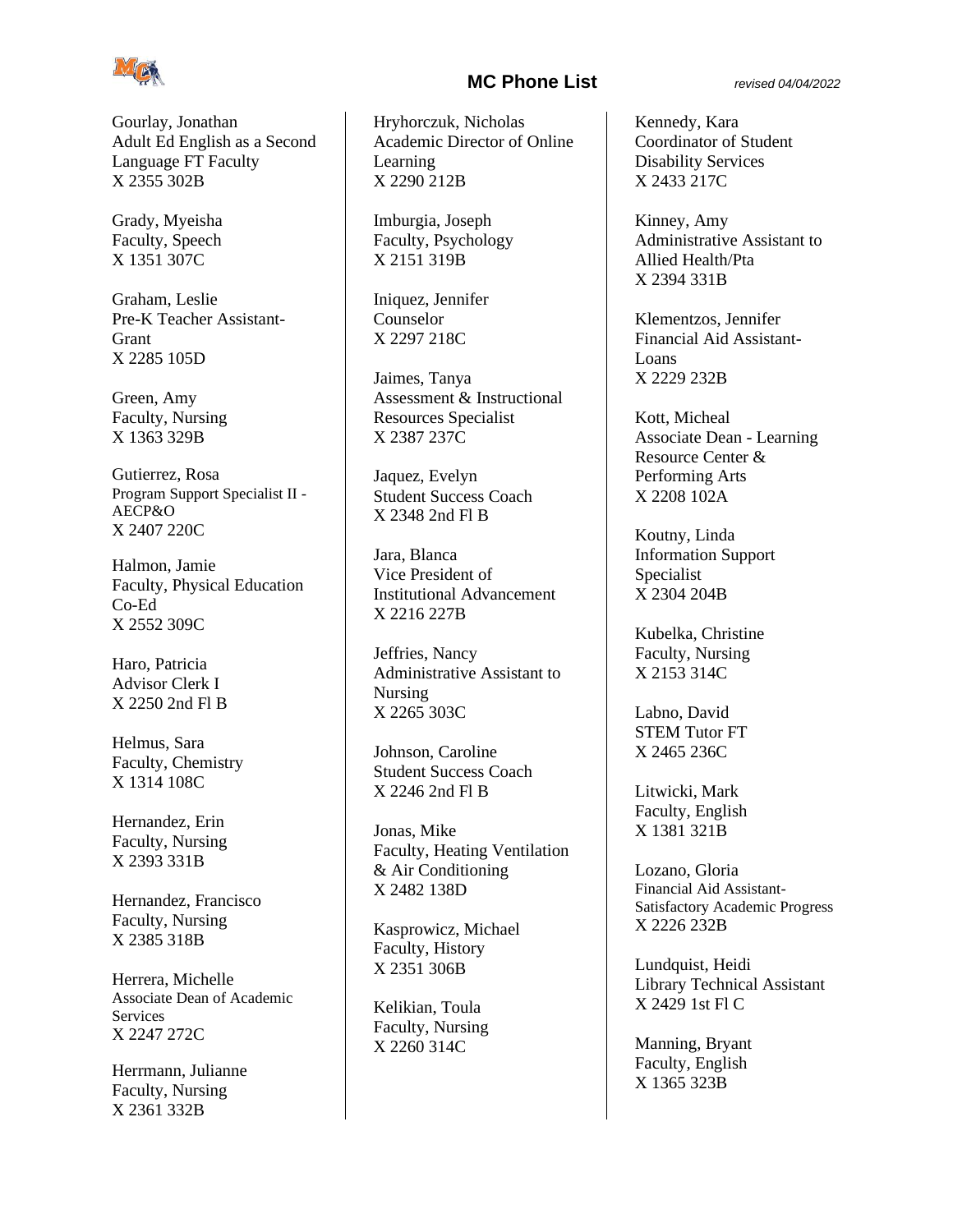Gourlay, Jonathan
Adult Ed English as a Second Language FT Faculty
X 2355 302B

Grady, Myeisha
Faculty, Speech
X 1351 307C

Graham, Leslie
Pre-K Teacher Assistant-Grant
X 2285 105D

Green, Amy
Faculty, Nursing
X 1363 329B

Gutierrez, Rosa
Program Support Specialist II - AECP&O
X 2407 220C

Halmon, Jamie
Faculty, Physical Education Co-Ed
X 2552 309C

Haro, Patricia
Advisor Clerk I
X 2250 2nd Fl B

Helmus, Sara
Faculty, Chemistry
X 1314 108C

Hernandez, Erin
Faculty, Nursing
X 2393 331B

Hernandez, Francisco
Faculty, Nursing
X 2385 318B

Herrera, Michelle
Associate Dean of Academic Services
X 2247 272C

Herrmann, Julianne
Faculty, Nursing
X 2361 332B

Hryhorczuk, Nicholas
Academic Director of Online Learning
X 2290 212B

Imburgia, Joseph
Faculty, Psychology
X 2151 319B

Iniquez, Jennifer
Counselor
X 2297 218C

Jaimes, Tanya
Assessment & Instructional Resources Specialist
X 2387 237C

Jaquez, Evelyn
Student Success Coach
X 2348 2nd Fl B

Jara, Blanca
Vice President of Institutional Advancement
X 2216 227B

Jeffries, Nancy
Administrative Assistant to Nursing
X 2265 303C

Johnson, Caroline
Student Success Coach
X 2246 2nd Fl B

Jonas, Mike
Faculty, Heating Ventilation & Air Conditioning
X 2482 138D

Kasprowicz, Michael
Faculty, History
X 2351 306B

Kelikian, Toula
Faculty, Nursing
X 2260 314C

Kennedy, Kara
Coordinator of Student Disability Services
X 2433 217C

Kinney, Amy
Administrative Assistant to Allied Health/Pta
X 2394 331B

Klementzos, Jennifer
Financial Aid Assistant-Loans
X 2229 232B

Kott, Micheal
Associate Dean - Learning Resource Center & Performing Arts
X 2208 102A

Koutny, Linda
Information Support Specialist
X 2304 204B

Kubelka, Christine
Faculty, Nursing
X 2153 314C

Labno, David
STEM Tutor FT
X 2465 236C

Litwicki, Mark
Faculty, English
X 1381 321B

Lozano, Gloria
Financial Aid Assistant-Satisfactory Academic Progress
X 2226 232B

Lundquist, Heidi
Library Technical Assistant
X 2429 1st Fl C

Manning, Bryant
Faculty, English
X 1365 323B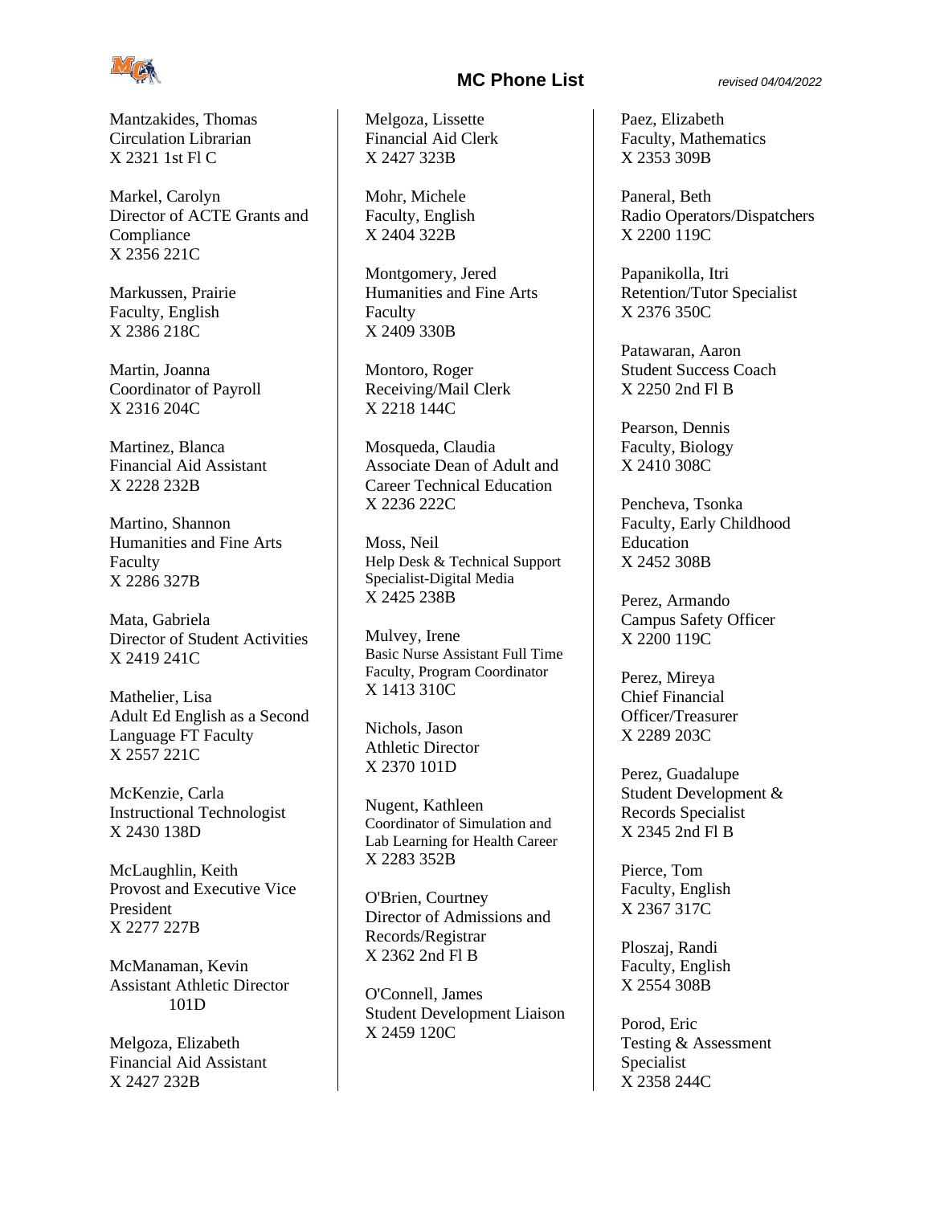# MC Phone List

*revised 04/04/2022*

Mantzakides, Thomas
Circulation Librarian
X 2321 1st Fl C

Markel, Carolyn
Director of ACTE Grants and Compliance
X 2356 221C

Markussen, Prairie
Faculty, English
X 2386 218C

Martin, Joanna
Coordinator of Payroll
X 2316 204C

Martinez, Blanca
Financial Aid Assistant
X 2228 232B

Martino, Shannon
Humanities and Fine Arts Faculty
X 2286 327B

Mata, Gabriela
Director of Student Activities
X 2419 241C

Mathelier, Lisa
Adult Ed English as a Second Language FT Faculty
X 2557 221C

McKenzie, Carla
Instructional Technologist
X 2430 138D

McLaughlin, Keith
Provost and Executive Vice President
X 2277 227B

McManaman, Kevin
Assistant Athletic Director
101D

Melgoza, Elizabeth
Financial Aid Assistant
X 2427 232B

Melgoza, Lissette
Financial Aid Clerk
X 2427 323B

Mohr, Michele
Faculty, English
X 2404 322B

Montgomery, Jered
Humanities and Fine Arts Faculty
X 2409 330B

Montoro, Roger
Receiving/Mail Clerk
X 2218 144C

Mosqueda, Claudia
Associate Dean of Adult and Career Technical Education
X 2236 222C

Moss, Neil
Help Desk & Technical Support Specialist-Digital Media
X 2425 238B

Mulvey, Irene
Basic Nurse Assistant Full Time Faculty, Program Coordinator
X 1413 310C

Nichols, Jason
Athletic Director
X 2370 101D

Nugent, Kathleen
Coordinator of Simulation and Lab Learning for Health Career
X 2283 352B

O'Brien, Courtney
Director of Admissions and Records/Registrar
X 2362 2nd Fl B

O'Connell, James
Student Development Liaison
X 2459 120C

Paez, Elizabeth
Faculty, Mathematics
X 2353 309B

Paneral, Beth
Radio Operators/Dispatchers
X 2200 119C

Papanikolla, Itri
Retention/Tutor Specialist
X 2376 350C

Patawaran, Aaron
Student Success Coach
X 2250 2nd Fl B

Pearson, Dennis
Faculty, Biology
X 2410 308C

Pencheva, Tsonka
Faculty, Early Childhood Education
X 2452 308B

Perez, Armando
Campus Safety Officer
X 2200 119C

Perez, Mireya
Chief Financial Officer/Treasurer
X 2289 203C

Perez, Guadalupe
Student Development & Records Specialist
X 2345 2nd Fl B

Pierce, Tom
Faculty, English
X 2367 317C

Ploszaj, Randi
Faculty, English
X 2554 308B

Porod, Eric
Testing & Assessment Specialist
X 2358 244C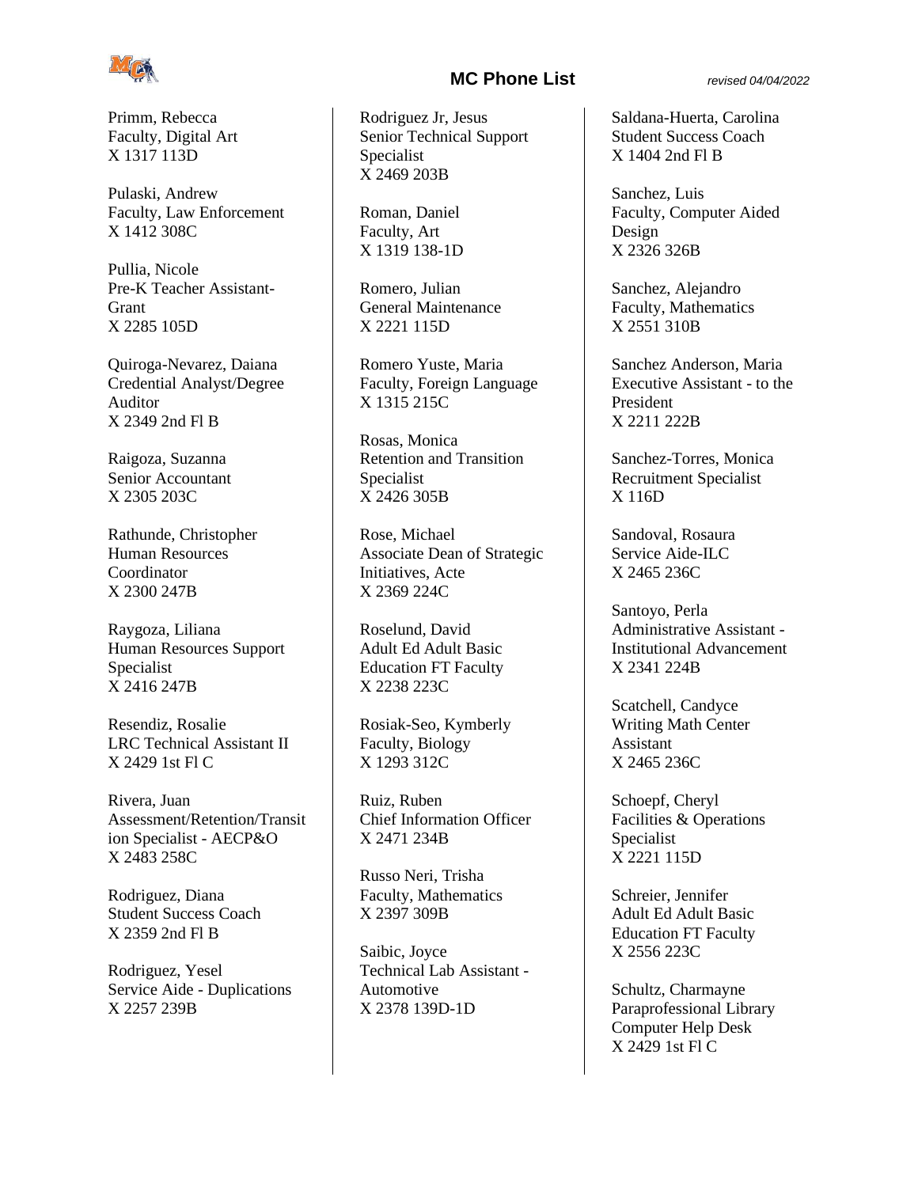Primm, Rebecca
Faculty, Digital Art
X 1317 113D

Pulaski, Andrew
Faculty, Law Enforcement
X 1412 308C

Pullia, Nicole
Pre-K Teacher Assistant-Grant
X 2285 105D

Quiroga-Nevarez, Daiana
Credential Analyst/Degree Auditor
X 2349 2nd Fl B

Raigoza, Suzanna
Senior Accountant
X 2305 203C

Rathunde, Christopher
Human Resources Coordinator
X 2300 247B

Raygoza, Liliana
Human Resources Support Specialist
X 2416 247B

Resendiz, Rosalie
LRC Technical Assistant II
X 2429 1st Fl C

Rivera, Juan
Assessment/Retention/Transition Specialist - AECP&O
X 2483 258C

Rodriguez, Diana
Student Success Coach
X 2359 2nd Fl B

Rodriguez, Yesel
Service Aide - Duplications
X 2257 239B

Rodriguez Jr, Jesus
Senior Technical Support Specialist
X 2469 203B

Roman, Daniel
Faculty, Art
X 1319 138-1D

Romero, Julian
General Maintenance
X 2221 115D

Romero Yuste, Maria
Faculty, Foreign Language
X 1315 215C

Rosas, Monica
Retention and Transition Specialist
X 2426 305B

Rose, Michael
Associate Dean of Strategic Initiatives, Acte
X 2369 224C

Roselund, David
Adult Ed Adult Basic Education FT Faculty
X 2238 223C

Rosiak-Seo, Kymberly
Faculty, Biology
X 1293 312C

Ruiz, Ruben
Chief Information Officer
X 2471 234B

Russo Neri, Trisha
Faculty, Mathematics
X 2397 309B

Saibic, Joyce
Technical Lab Assistant - Automotive
X 2378 139D-1D

Saldana-Huerta, Carolina
Student Success Coach
X 1404 2nd Fl B

Sanchez, Luis
Faculty, Computer Aided Design
X 2326 326B

Sanchez, Alejandro
Faculty, Mathematics
X 2551 310B

Sanchez Anderson, Maria
Executive Assistant - to the President
X 2211 222B

Sanchez-Torres, Monica
Recruitment Specialist
X 116D

Sandoval, Rosaura
Service Aide-ILC
X 2465 236C

Santoyo, Perla
Administrative Assistant - Institutional Advancement
X 2341 224B

Scatchell, Candyce
Writing Math Center Assistant
X 2465 236C

Schoepf, Cheryl
Facilities & Operations Specialist
X 2221 115D

Schreier, Jennifer
Adult Ed Adult Basic Education FT Faculty
X 2556 223C

Schultz, Charmayne
Paraprofessional Library Computer Help Desk
X 2429 1st Fl C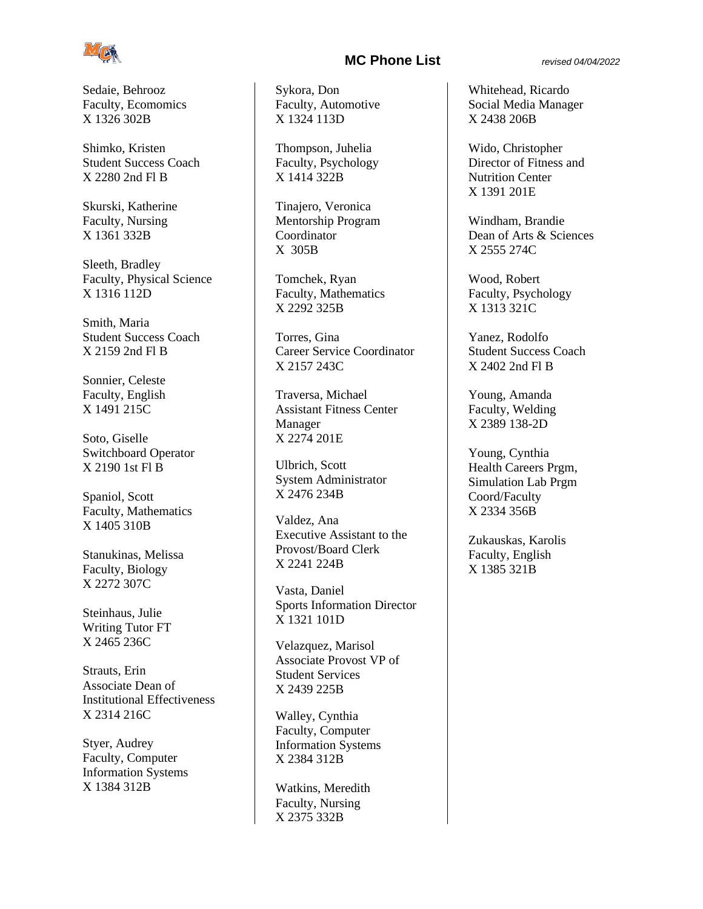Sedaie, Behrooz
Faculty, Ecomomics
X 1326 302B

Shimko, Kristen
Student Success Coach
X 2280 2nd Fl B

Skurski, Katherine
Faculty, Nursing
X 1361 332B

Sleeth, Bradley
Faculty, Physical Science
X 1316 112D

Smith, Maria
Student Success Coach
X 2159 2nd Fl B

Sonnier, Celeste
Faculty, English
X 1491 215C

Soto, Giselle
Switchboard Operator
X 2190 1st Fl B

Spaniol, Scott
Faculty, Mathematics
X 1405 310B

Stanukinas, Melissa
Faculty, Biology
X 2272 307C

Steinhaus, Julie
Writing Tutor FT
X 2465 236C

Strauts, Erin
Associate Dean of Institutional Effectiveness
X 2314 216C

Styer, Audrey
Faculty, Computer Information Systems
X 1384 312B

Sykora, Don
Faculty, Automotive
X 1324 113D

Thompson, Juhelia
Faculty, Psychology
X 1414 322B

Tinajero, Veronica
Mentorship Program Coordinator
X 305B

Tomchek, Ryan
Faculty, Mathematics
X 2292 325B

Torres, Gina
Career Service Coordinator
X 2157 243C

Traversa, Michael
Assistant Fitness Center Manager
X 2274 201E

Ulbrich, Scott
System Administrator
X 2476 234B

Valdez, Ana
Executive Assistant to the Provost/Board Clerk
X 2241 224B

Vasta, Daniel
Sports Information Director
X 1321 101D

Velazquez, Marisol
Associate Provost VP of Student Services
X 2439 225B

Walley, Cynthia
Faculty, Computer Information Systems
X 2384 312B

Watkins, Meredith
Faculty, Nursing
X 2375 332B

Whitehead, Ricardo
Social Media Manager
X 2438 206B

Wido, Christopher
Director of Fitness and Nutrition Center
X 1391 201E

Windham, Brandie
Dean of Arts & Sciences
X 2555 274C

Wood, Robert
Faculty, Psychology
X 1313 321C

Yanez, Rodolfo
Student Success Coach
X 2402 2nd Fl B

Young, Amanda
Faculty, Welding
X 2389 138-2D

Young, Cynthia
Health Careers Prgm, Simulation Lab Prgm Coord/Faculty
X 2334 356B

Zukauskas, Karolis
Faculty, English
X 1385 321B